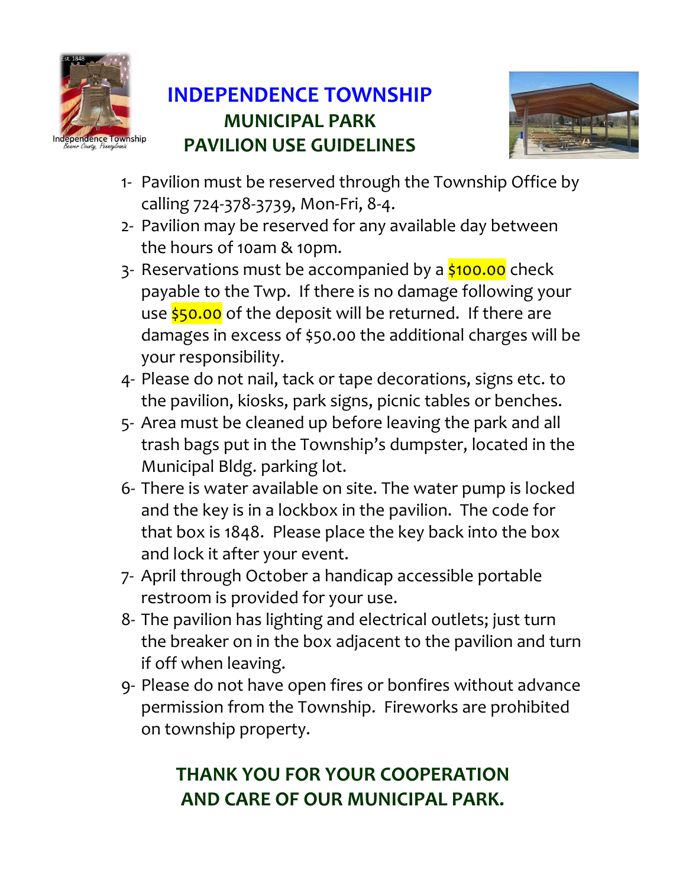# INDEPENDENCE TOWNSHIP

## MUNICIPAL PARK

## PAVILION USE GUIDELINES

1- Pavilion must be reserved through the Township Office by calling 724-378-3739, Mon-Fri, 8-4.
2- Pavilion may be reserved for any available day between the hours of 10am & 10pm.
3- Reservations must be accompanied by a $100.00 check payable to the Twp. If there is no damage following your use $50.00 of the deposit will be returned. If there are damages in excess of $50.00 the additional charges will be your responsibility.
4- Please do not nail, tack or tape decorations, signs etc. to the pavilion, kiosks, park signs, picnic tables or benches.
5- Area must be cleaned up before leaving the park and all trash bags put in the Township's dumpster, located in the Municipal Bldg. parking lot.
6- There is water available on site. The water pump is locked and the key is in a lockbox in the pavilion. The code for that box is 1848. Please place the key back into the box and lock it after your event.
7- April through October a handicap accessible portable restroom is provided for your use.
8- The pavilion has lighting and electrical outlets; just turn the breaker on in the box adjacent to the pavilion and turn if off when leaving.
9- Please do not have open fires or bonfires without advance permission from the Township. Fireworks are prohibited on township property.

**THANK YOU FOR YOUR COOPERATION AND CARE OF OUR MUNICIPAL PARK.**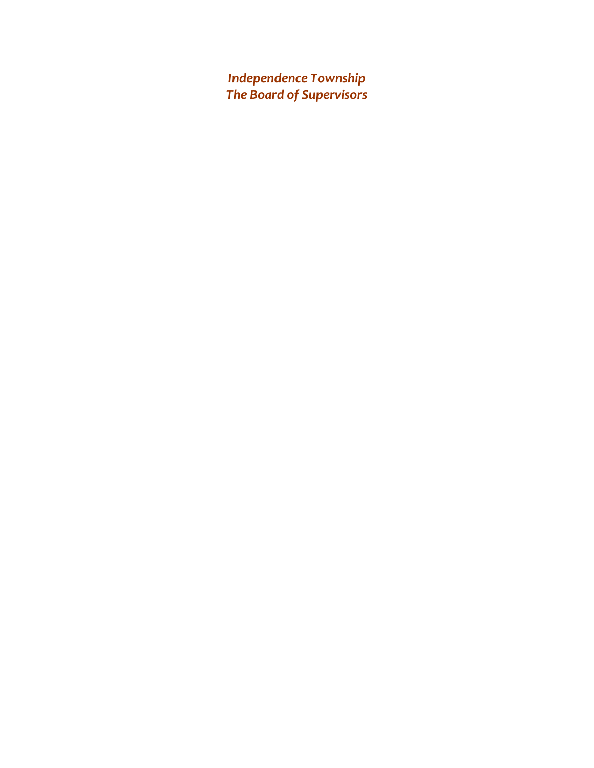***Independence Township***
***The Board of Supervisors***